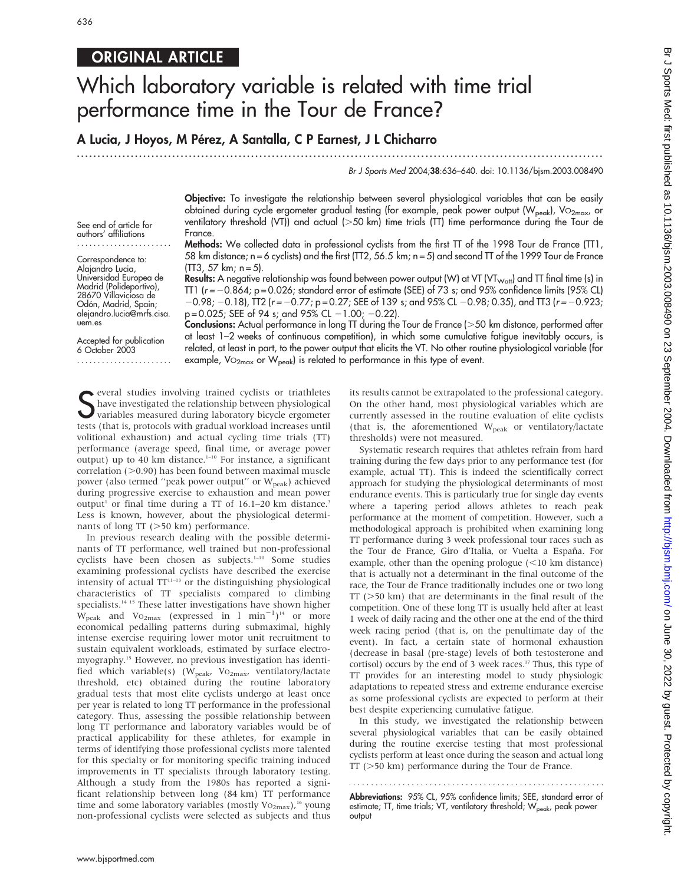ORIGINAL ARTICLE

# Which laboratory variable is related with time trial performance time in the Tour de France?

**A Lucia, J Hoyos, M Pérez, A Santalla, C P Earnest, J L Chicharro**

See end of article for authors' affiliations

Correspondence to: Alajandro Lucia, Universidad Europea de Madrid (Polideportivo), 28670 Villaviciosa de Odón, Madrid, Spain; alejandro.lucia@mrfs.cisa.uem.es

Accepted for publication 6 October 2003

**Objective:** To investigate the relationship between several physiological variables that can be easily obtained during cycle ergometer gradual testing (for example, peak power output ($W_{peak}$), $VO_{2max}$, or ventilatory threshold (VT)) and actual (>50 km) time trials (TT) time performance during the Tour de France.

**Methods:** We collected data in professional cyclists from the first TT of the 1998 Tour de France (TT1, 58 km distance; n = 6 cyclists) and the first (TT2, 56.5 km; n = 5) and second TT of the 1999 Tour de France (TT3, 57 km; n = 5).

**Results:** A negative relationship was found between power output (W) at VT ($VT_{Watt}$) and TT final time (s) in TT1 ($r = -0.864$; $p = 0.026$; standard error of estimate (SEE) of 73 s; and 95% confidence limits (95% CL) −0.98; −0.18), TT2 ($r = -0.77$; $p = 0.27$; SEE of 139 s; and 95% CL −0.98; 0.35), and TT3 ($r = -0.923$; $p = 0.025$; SEE of 94 s; and 95% CL −1.00; −0.22).

**Conclusions:** Actual performance in long TT during the Tour de France (>50 km distance, performed after at least 1–2 weeks of continuous competition), in which some cumulative fatigue inevitably occurs, is related, at least in part, to the power output that elicits the VT. No other routine physiological variable (for example, $VO_{2max}$ or $W_{peak}$) is related to performance in this type of event.

Several studies involving trained cyclists or triathletes have investigated the relationship between physiological variables measured during laboratory bicycle ergometer tests (that is, protocols with gradual workload increases until volitional exhaustion) and actual cycling time trials (TT) performance (average speed, final time, or average power output) up to 40 km distance.[1–10] For instance, a significant correlation (>0.90) has been found between maximal muscle power (also termed "peak power output" or $W_{peak}$) achieved during progressive exercise to exhaustion and mean power output[1] or final time during a TT of 16.1–20 km distance.[3] Less is known, however, about the physiological determinants of long TT (>50 km) performance.

In previous research dealing with the possible determinants of TT performance, well trained but non-professional cyclists have been chosen as subjects.[1–10] Some studies examining professional cyclists have described the exercise intensity of actual TT[11–13] or the distinguishing physiological characteristics of TT specialists compared to climbing specialists.[14,15] These latter investigations have shown higher $W_{peak}$ and $VO_{2max}$ (expressed in l $min^{-1}$)[14] or more economical pedalling patterns during submaximal, highly intense exercise requiring lower motor unit recruitment to sustain equivalent workloads, estimated by surface electromyography.[15] However, no previous investigation has identified which variable(s) ($W_{peak}$, $VO_{2max}$, ventilatory/lactate threshold, etc) obtained during the routine laboratory gradual tests that most elite cyclists undergo at least once per year is related to long TT performance in the professional category. Thus, assessing the possible relationship between long TT performance and laboratory variables would be of practical applicability for these athletes, for example in terms of identifying those professional cyclists more talented for this specialty or for monitoring specific training induced improvements in TT specialists through laboratory testing. Although a study from the 1980s has reported a significant relationship between long (84 km) TT performance time and some laboratory variables (mostly $VO_{2max}$),[16] young non-professional cyclists were selected as subjects and thus its results cannot be extrapolated to the professional category. On the other hand, most physiological variables which are currently assessed in the routine evaluation of elite cyclists (that is, the aforementioned $W_{peak}$ or ventilatory/lactate thresholds) were not measured.

Systematic research requires that athletes refrain from hard training during the few days prior to any performance test (for example, actual TT). This is indeed the scientifically correct approach for studying the physiological determinants of most endurance events. This is particularly true for single day events where a tapering period allows athletes to reach peak performance at the moment of competition. However, such a methodological approach is prohibited when examining long TT performance during 3 week professional tour races such as the Tour de France, Giro d'Italia, or Vuelta a España. For example, other than the opening prologue (<10 km distance) that is actually not a determinant in the final outcome of the race, the Tour de France traditionally includes one or two long TT (>50 km) that are determinants in the final result of the competition. One of these long TT is usually held after at least 1 week of daily racing and the other one at the end of the third week racing period (that is, on the penultimate day of the event). In fact, a certain state of hormonal exhaustion (decrease in basal (pre-stage) levels of both testosterone and cortisol) occurs by the end of 3 week races.[17] Thus, this type of TT provides for an interesting model to study physiologic adaptations to repeated stress and extreme endurance exercise as some professional cyclists are expected to perform at their best despite experiencing cumulative fatigue.

In this study, we investigated the relationship between several physiological variables that can be easily obtained during the routine exercise testing that most professional cyclists perform at least once during the season and actual long TT (>50 km) performance during the Tour de France.

**Abbreviations:** 95% CL, 95% confidence limits; SEE, standard error of estimate; TT, time trials; VT, ventilatory threshold; $W_{peak}$, peak power output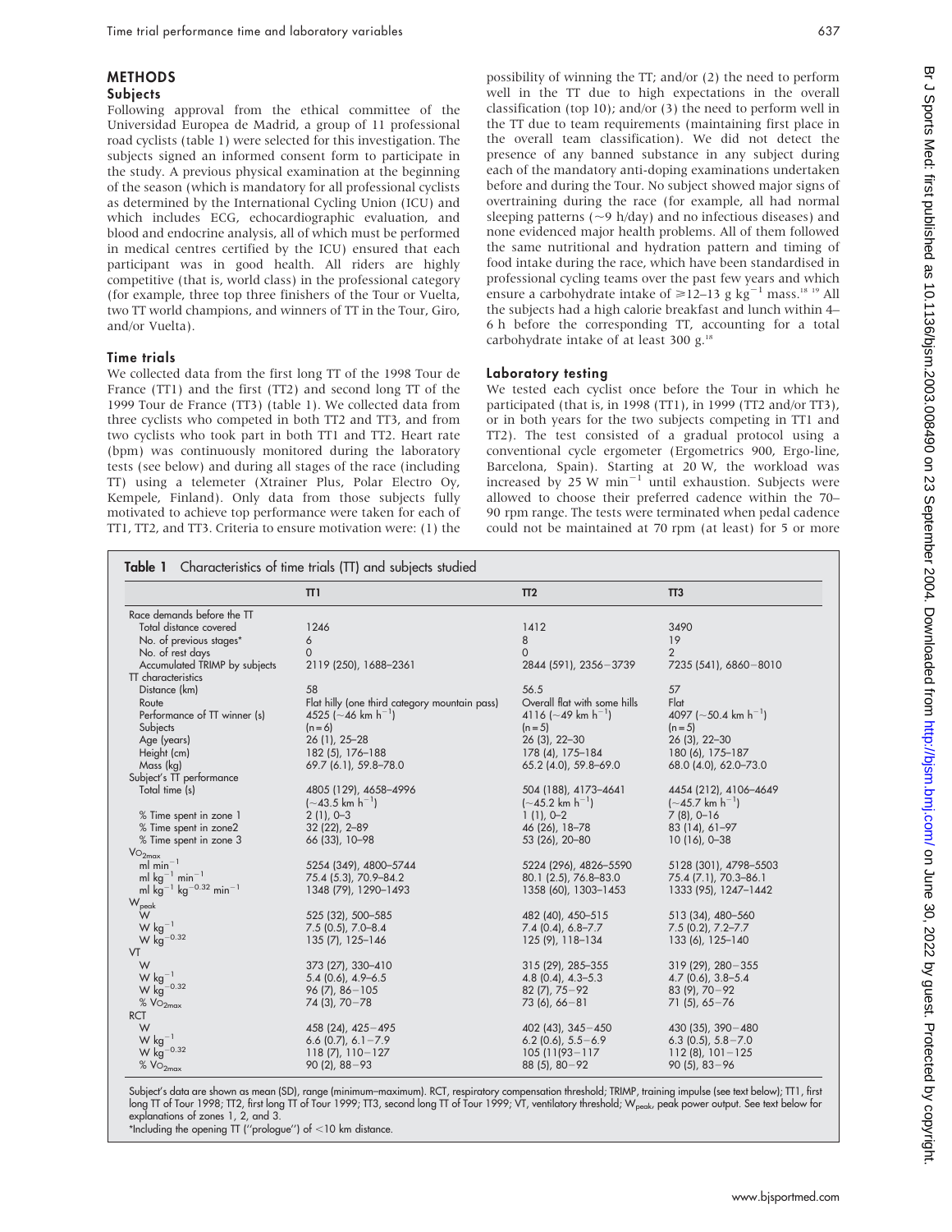## METHODS

### Subjects

Following approval from the ethical committee of the Universidad Europea de Madrid, a group of 11 professional road cyclists (table 1) were selected for this investigation. The subjects signed an informed consent form to participate in the study. A previous physical examination at the beginning of the season (which is mandatory for all professional cyclists as determined by the International Cycling Union (ICU) and which includes ECG, echocardiographic evaluation, and blood and endocrine analysis, all of which must be performed in medical centres certified by the ICU) ensured that each participant was in good health. All riders are highly competitive (that is, world class) in the professional category (for example, three top three finishers of the Tour or Vuelta, two TT world champions, and winners of TT in the Tour, Giro, and/or Vuelta).

### Time trials

We collected data from the first long TT of the 1998 Tour de France (TT1) and the first (TT2) and second long TT of the 1999 Tour de France (TT3) (table 1). We collected data from three cyclists who competed in both TT2 and TT3, and from two cyclists who took part in both TT1 and TT2. Heart rate (bpm) was continuously monitored during the laboratory tests (see below) and during all stages of the race (including TT) using a telemeter (Xtrainer Plus, Polar Electro Oy, Kempele, Finland). Only data from those subjects fully motivated to achieve top performance were taken for each of TT1, TT2, and TT3. Criteria to ensure motivation were: (1) the possibility of winning the TT; and/or (2) the need to perform well in the TT due to high expectations in the overall classification (top 10); and/or (3) the need to perform well in the TT due to team requirements (maintaining first place in the overall team classification). We did not detect the presence of any banned substance in any subject during each of the mandatory anti-doping examinations undertaken before and during the Tour. No subject showed major signs of overtraining during the race (for example, all had normal sleeping patterns (~9 h/day) and no infectious diseases) and none evidenced major health problems. All of them followed the same nutritional and hydration pattern and timing of food intake during the race, which have been standardised in professional cycling teams over the past few years and which ensure a carbohydrate intake of ≥12–13 g $kg^{-1}$ mass.[18 19] All the subjects had a high calorie breakfast and lunch within 4–6 h before the corresponding TT, accounting for a total carbohydrate intake of at least 300 g.[18]

### Laboratory testing

We tested each cyclist once before the Tour in which he participated (that is, in 1998 (TT1), in 1999 (TT2 and/or TT3), or in both years for the two subjects competing in TT1 and TT2). The test consisted of a gradual protocol using a conventional cycle ergometer (Ergometrics 900, Ergo-line, Barcelona, Spain). Starting at 20 W, the workload was increased by 25 W $min^{-1}$ until exhaustion. Subjects were allowed to choose their preferred cadence within the 70–90 rpm range. The tests were terminated when pedal cadence could not be maintained at 70 rpm (at least) for 5 or more

**Table 1** Characteristics of time trials (TT) and subjects studied

| | TT1 | TT2 | TT3 |
|---|---|---|---|
| Race demands before the TT | | | |
| Total distance covered | 1246 | 1412 | 3490 |
| No. of previous stages* | 6 | 8 | 19 |
| No. of rest days | 0 | 0 | 2 |
| Accumulated TRIMP by subjects | 2119 (250), 1688–2361 | 2844 (591), 2356−3739 | 7235 (541), 6860−8010 |
| TT characteristics | | | |
| Distance (km) | 58 | 56.5 | 57 |
| Route | Flat hilly (one third category mountain pass) | Overall flat with some hills | Flat |
| Performance of TT winner (s) | 4525 (~46 km $h^{-1}$) | 4116 (~49 km $h^{-1}$) | 4097 (~50.4 km $h^{-1}$) |
| Subjects | (n = 6) | (n = 5) | (n = 5) |
| Age (years) | 26 (1), 25–28 | 26 (3), 22–30 | 26 (3), 22–30 |
| Height (cm) | 182 (5), 176–188 | 178 (4), 175–184 | 180 (6), 175–187 |
| Mass (kg) | 69.7 (6.1), 59.8–78.0 | 65.2 (4.0), 59.8–69.0 | 68.0 (4.0), 62.0–73.0 |
| Subject's TT performance | | | |
| Total time (s) | 4805 (129), 4658–4996 (~43.5 km $h^{-1}$) | 504 (188), 4173–4641 (~45.2 km $h^{-1}$) | 4454 (212), 4106–4649 (~45.7 km $h^{-1}$) |
| % Time spent in zone 1 | 2 (1), 0–3 | 1 (1), 0–2 | 7 (8), 0–16 |
| % Time spent in zone2 | 32 (22), 2–89 | 46 (26), 18–78 | 83 (14), 61–97 |
| % Time spent in zone 3 | 66 (33), 10–98 | 53 (26), 20–80 | 10 (16), 0–38 |
| $VO_{2max}$ | | | |
| ml $min^{-1}$ | 5254 (349), 4800–5744 | 5224 (296), 4826–5590 | 5128 (301), 4798–5503 |
| ml $kg^{-1}$ $min^{-1}$ | 75.4 (5.3), 70.9–84.2 | 80.1 (2.5), 76.8–83.0 | 75.4 (7.1), 70.3–86.1 |
| ml $kg^{-1}$ $kg^{-0.32}$ $min^{-1}$ | 1348 (79), 1290–1493 | 1358 (60), 1303–1453 | 1333 (95), 1247–1442 |
| $W_{peak}$ | | | |
| W | 525 (32), 500–585 | 482 (40), 450–515 | 513 (34), 480–560 |
| W $kg^{-1}$ | 7.5 (0.5), 7.0–8.4 | 7.4 (0.4), 6.8–7.7 | 7.5 (0.2), 7.2–7.7 |
| W $kg^{-0.32}$ | 135 (7), 125–146 | 125 (9), 118–134 | 133 (6), 125–140 |
| VT | | | |
| W | 373 (27), 330–410 | 315 (29), 285−355 | 319 (29), 280−355 |
| W $kg^{-1}$ | 5.4 (0.6), 4.9–6.5 | 4.8 (0.4), 4.3–5.3 | 4.7 (0.6), 3.8–5.4 |
| W $kg^{-0.32}$ | 96 (7), 86−105 | 82 (7), 75−92 | 83 (9), 70−92 |
| % $VO_{2max}$ | 74 (3), 70–78 | 73 (6), 66–81 | 71 (5), 65–76 |
| RCT | | | |
| W | 458 (24), 425−495 | 402 (43), 345−450 | 430 (35), 390−480 |
| W $kg^{-1}$ | 6.6 (0.7), 6.1−7.9 | 6.2 (0.6), 5.5−6.9 | 6.3 (0.5), 5.8−7.0 |
| W $kg^{-0.32}$ | 118 (7), 110−127 | 105 (11(93−117 | 112 (8), 101−125 |
| % $VO_{2max}$ | 90 (2), 88−93 | 88 (5), 80−92 | 90 (5), 83−96 |

Subject's data are shown as mean (SD), range (minimum–maximum). RCT, respiratory compensation threshold; TRIMP, training impulse (see text below); TT1, first long TT of Tour 1998; TT2, first long TT of Tour 1999; TT3, second long TT of Tour 1999; VT, ventilatory threshold; $W_{peak}$, peak power output. See text below for explanations of zones 1, 2, and 3.

*Including the opening TT ("prologue") of <10 km distance.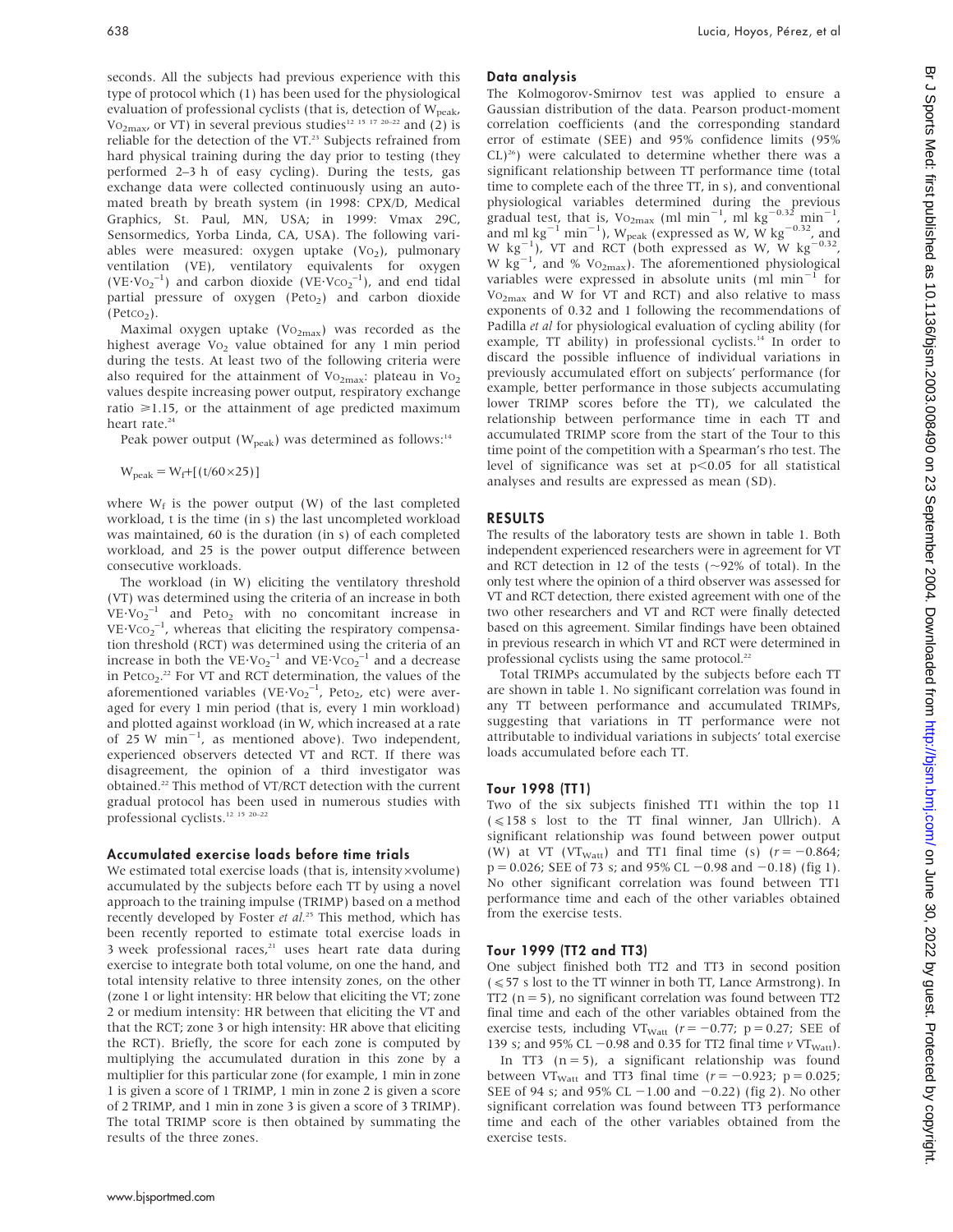seconds. All the subjects had previous experience with this type of protocol which (1) has been used for the physiological evaluation of professional cyclists (that is, detection of $W_{peak}$, $VO_{2max}$, or VT) in several previous studies[12 15 17 20–22] and (2) is reliable for the detection of the VT.[23] Subjects refrained from hard physical training during the day prior to testing (they performed 2–3 h of easy cycling). During the tests, gas exchange data were collected continuously using an automated breath by breath system (in 1998: CPX/D, Medical Graphics, St. Paul, MN, USA; in 1999: Vmax 29C, Sensormedics, Yorba Linda, CA, USA). The following variables were measured: oxygen uptake ($VO_2$), pulmonary ventilation (VE), ventilatory equivalents for oxygen ($VE \cdot VO_2^{-1}$) and carbon dioxide ($VE \cdot VCO_2^{-1}$), and end tidal partial pressure of oxygen ($PetO_2$) and carbon dioxide ($PetCO_2$).

Maximal oxygen uptake ($VO_{2max}$) was recorded as the highest average $VO_2$ value obtained for any 1 min period during the tests. At least two of the following criteria were also required for the attainment of $VO_{2max}$: plateau in $VO_2$ values despite increasing power output, respiratory exchange ratio $\geqslant 1.15$, or the attainment of age predicted maximum heart rate.[24]

Peak power output ($W_{peak}$) was determined as follows:[14]

$$W_{peak} = W_f + [(t/60 \times 25)]$$

where $W_f$ is the power output (W) of the last completed workload, t is the time (in s) the last uncompleted workload was maintained, 60 is the duration (in s) of each completed workload, and 25 is the power output difference between consecutive workloads.

The workload (in W) eliciting the ventilatory threshold (VT) was determined using the criteria of an increase in both $VE \cdot VO_2^{-1}$ and $PetO_2$ with no concomitant increase in $VE \cdot VCO_2^{-1}$, whereas that eliciting the respiratory compensation threshold (RCT) was determined using the criteria of an increase in both the $VE \cdot VO_2^{-1}$ and $VE \cdot VCO_2^{-1}$ and a decrease in $PetCO_2$.[22] For VT and RCT determination, the values of the aforementioned variables ($VE \cdot VO_2^{-1}$, $PetO_2$, etc) were averaged for every 1 min period (that is, every 1 min workload) and plotted against workload (in W, which increased at a rate of 25 W $min^{-1}$, as mentioned above). Two independent, experienced observers detected VT and RCT. If there was disagreement, the opinion of a third investigator was obtained.[22] This method of VT/RCT detection with the current gradual protocol has been used in numerous studies with professional cyclists.[12 15 20–22]

### Accumulated exercise loads before time trials

We estimated total exercise loads (that is, intensity×volume) accumulated by the subjects before each TT by using a novel approach to the training impulse (TRIMP) based on a method recently developed by Foster *et al*.[25] This method, which has been recently reported to estimate total exercise loads in 3 week professional races,[21] uses heart rate data during exercise to integrate both total volume, on one the hand, and total intensity relative to three intensity zones, on the other (zone 1 or light intensity: HR below that eliciting the VT; zone 2 or medium intensity: HR between that eliciting the VT and that the RCT; zone 3 or high intensity: HR above that eliciting the RCT). Briefly, the score for each zone is computed by multiplying the accumulated duration in this zone by a multiplier for this particular zone (for example, 1 min in zone 1 is given a score of 1 TRIMP, 1 min in zone 2 is given a score of 2 TRIMP, and 1 min in zone 3 is given a score of 3 TRIMP). The total TRIMP score is then obtained by summating the results of the three zones.

### Data analysis

The Kolmogorov-Smirnov test was applied to ensure a Gaussian distribution of the data. Pearson product-moment correlation coefficients (and the corresponding standard error of estimate (SEE) and 95% confidence limits (95% CL)[26]) were calculated to determine whether there was a significant relationship between TT performance time (total time to complete each of the three TT, in s), and conventional physiological variables determined during the previous gradual test, that is, $VO_{2max}$ (ml $min^{-1}$, ml $kg^{-0.32}$ $min^{-1}$, and ml $kg^{-1}$ $min^{-1}$), $W_{peak}$ (expressed as W, W $kg^{-0.32}$, and W $kg^{-1}$), VT and RCT (both expressed as W, W $kg^{-0.32}$, W $kg^{-1}$, and % $VO_{2max}$). The aforementioned physiological variables were expressed in absolute units (ml $min^{-1}$ for $VO_{2max}$ and W for VT and RCT) and also relative to mass exponents of 0.32 and 1 following the recommendations of Padilla *et al* for physiological evaluation of cycling ability (for example, TT ability) in professional cyclists.[14] In order to discard the possible influence of individual variations in previously accumulated effort on subjects' performance (for example, better performance in those subjects accumulating lower TRIMP scores before the TT), we calculated the relationship between performance time in each TT and accumulated TRIMP score from the start of the Tour to this time point of the competition with a Spearman's rho test. The level of significance was set at $p<0.05$ for all statistical analyses and results are expressed as mean (SD).

## RESULTS

The results of the laboratory tests are shown in table 1. Both independent experienced researchers were in agreement for VT and RCT detection in 12 of the tests (~92% of total). In the only test where the opinion of a third observer was assessed for VT and RCT detection, there existed agreement with one of the two other researchers and VT and RCT were finally detected based on this agreement. Similar findings have been obtained in previous research in which VT and RCT were determined in professional cyclists using the same protocol.[22]

Total TRIMPs accumulated by the subjects before each TT are shown in table 1. No significant correlation was found in any TT between performance and accumulated TRIMPs, suggesting that variations in TT performance were not attributable to individual variations in subjects' total exercise loads accumulated before each TT.

### Tour 1998 (TT1)

Two of the six subjects finished TT1 within the top 11 ($\leqslant$158 s lost to the TT final winner, Jan Ullrich). A significant relationship was found between power output (W) at VT ($VT_{Watt}$) and TT1 final time (s) ($r = -0.864$; $p = 0.026$; SEE of 73 s; and 95% CL −0.98 and −0.18) (fig 1). No other significant correlation was found between TT1 performance time and each of the other variables obtained from the exercise tests.

### Tour 1999 (TT2 and TT3)

One subject finished both TT2 and TT3 in second position ($\leqslant$57 s lost to the TT winner in both TT, Lance Armstrong). In TT2 ($n = 5$), no significant correlation was found between TT2 final time and each of the other variables obtained from the exercise tests, including $VT_{Watt}$ ($r = -0.77$; $p = 0.27$; SEE of 139 s; and 95% CL −0.98 and 0.35 for TT2 final time *v* $VT_{Watt}$).

In TT3 ($n = 5$), a significant relationship was found between $VT_{Watt}$ and TT3 final time ($r = -0.923$; $p = 0.025$; SEE of 94 s; and 95% CL −1.00 and −0.22) (fig 2). No other significant correlation was found between TT3 performance time and each of the other variables obtained from the exercise tests.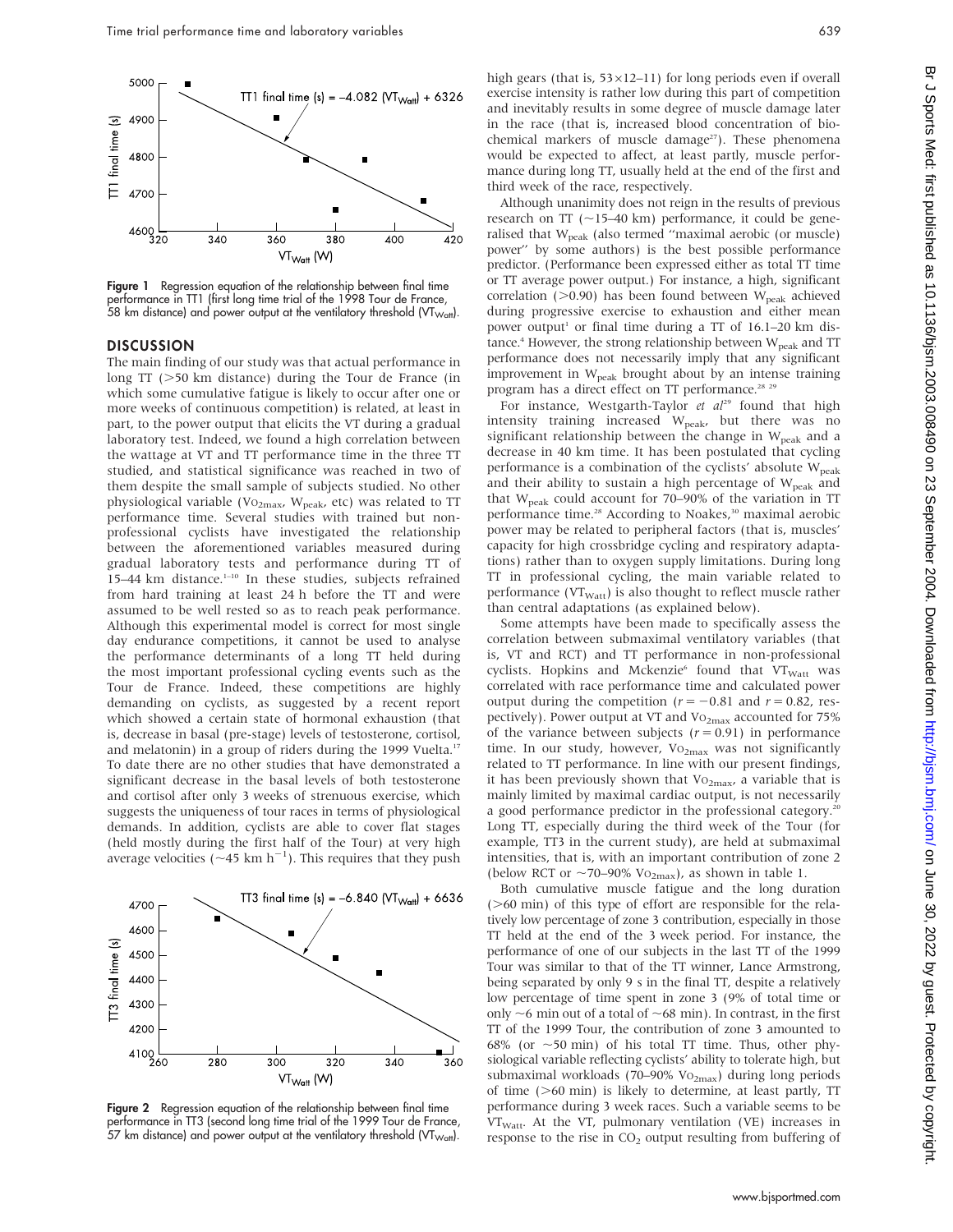Figure 1 Regression equation of the relationship between final time performance in TT1 (first long time trial of the 1998 Tour de France, 58 km distance) and power output at the ventilatory threshold ($VT_{Watt}$).

## DISCUSSION

The main finding of our study was that actual performance in long TT (>50 km distance) during the Tour de France (in which some cumulative fatigue is likely to occur after one or more weeks of continuous competition) is related, at least in part, to the power output that elicits the VT during a gradual laboratory test. Indeed, we found a high correlation between the wattage at VT and TT performance time in the three TT studied, and statistical significance was reached in two of them despite the small sample of subjects studied. No other physiological variable ($VO_{2max}$, $W_{peak}$, etc) was related to TT performance time. Several studies with trained but non-professional cyclists have investigated the relationship between the aforementioned variables measured during gradual laboratory tests and performance during TT of 15–44 km distance.[1–10] In these studies, subjects refrained from hard training at least 24 h before the TT and were assumed to be well rested so as to reach peak performance. Although this experimental model is correct for most single day endurance competitions, it cannot be used to analyse the performance determinants of a long TT held during the most important professional cycling events such as the Tour de France. Indeed, these competitions are highly demanding on cyclists, as suggested by a recent report which showed a certain state of hormonal exhaustion (that is, decrease in basal (pre-stage) levels of testosterone, cortisol, and melatonin) in a group of riders during the 1999 Vuelta.[17] To date there are no other studies that have demonstrated a significant decrease in the basal levels of both testosterone and cortisol after only 3 weeks of strenuous exercise, which suggests the uniqueness of tour races in terms of physiological demands. In addition, cyclists are able to cover flat stages (held mostly during the first half of the Tour) at very high average velocities (~45 km $h^{-1}$). This requires that they push high gears (that is, 53×12–11) for long periods even if overall exercise intensity is rather low during this part of competition and inevitably results in some degree of muscle damage later in the race (that is, increased blood concentration of biochemical markers of muscle damage[27]). These phenomena would be expected to affect, at least partly, muscle performance during long TT, usually held at the end of the first and third week of the race, respectively.

Figure 2 Regression equation of the relationship between final time performance in TT3 (second long time trial of the 1999 Tour de France, 57 km distance) and power output at the ventilatory threshold ($VT_{Watt}$).

Although unanimity does not reign in the results of previous research on TT (~15–40 km) performance, it could be generalised that $W_{peak}$ (also termed "maximal aerobic (or muscle) power" by some authors) is the best possible performance predictor. (Performance been expressed either as total TT time or TT average power output.) For instance, a high, significant correlation (>0.90) has been found between $W_{peak}$ achieved during progressive exercise to exhaustion and either mean power output[1] or final time during a TT of 16.1–20 km distance.[4] However, the strong relationship between $W_{peak}$ and TT performance does not necessarily imply that any significant improvement in $W_{peak}$ brought about by an intense training program has a direct effect on TT performance.[28 29]

For instance, Westgarth-Taylor *et al*[29] found that high intensity training increased $W_{peak}$, but there was no significant relationship between the change in $W_{peak}$ and a decrease in 40 km time. It has been postulated that cycling performance is a combination of the cyclists' absolute $W_{peak}$ and their ability to sustain a high percentage of $W_{peak}$ and that $W_{peak}$ could account for 70–90% of the variation in TT performance time.[28] According to Noakes,[30] maximal aerobic power may be related to peripheral factors (that is, muscles' capacity for high crossbridge cycling and respiratory adaptations) rather than to oxygen supply limitations. During long TT in professional cycling, the main variable related to performance ($VT_{Watt}$) is also thought to reflect muscle rather than central adaptations (as explained below).

Some attempts have been made to specifically assess the correlation between submaximal ventilatory variables (that is, VT and RCT) and TT performance in non-professional cyclists. Hopkins and Mckenzie[6] found that $VT_{Watt}$ was correlated with race performance time and calculated power output during the competition ($r = -0.81$ and $r = 0.82$, respectively). Power output at VT and $VO_{2max}$ accounted for 75% of the variance between subjects ($r = 0.91$) in performance time. In our study, however, $VO_{2max}$ was not significantly related to TT performance. In line with our present findings, it has been previously shown that $VO_{2max}$, a variable that is mainly limited by maximal cardiac output, is not necessarily a good performance predictor in the professional category.[20] Long TT, especially during the third week of the Tour (for example, TT3 in the current study), are held at submaximal intensities, that is, with an important contribution of zone 2 (below RCT or ~70–90% $VO_{2max}$), as shown in table 1.

Both cumulative muscle fatigue and the long duration (>60 min) of this type of effort are responsible for the relatively low percentage of zone 3 contribution, especially in those TT held at the end of the 3 week period. For instance, the performance of one of our subjects in the last TT of the 1999 Tour was similar to that of the TT winner, Lance Armstrong, being separated by only 9 s in the final TT, despite a relatively low percentage of time spent in zone 3 (9% of total time or only ~6 min out of a total of ~68 min). In contrast, in the first TT of the 1999 Tour, the contribution of zone 3 amounted to 68% (or ~50 min) of his total TT time. Thus, other physiological variable reflecting cyclists' ability to tolerate high, but submaximal workloads (70–90% $VO_{2max}$) during long periods of time (>60 min) is likely to determine, at least partly, TT performance during 3 week races. Such a variable seems to be $VT_{Watt}$. At the VT, pulmonary ventilation (VE) increases in response to the rise in $CO_2$ output resulting from buffering of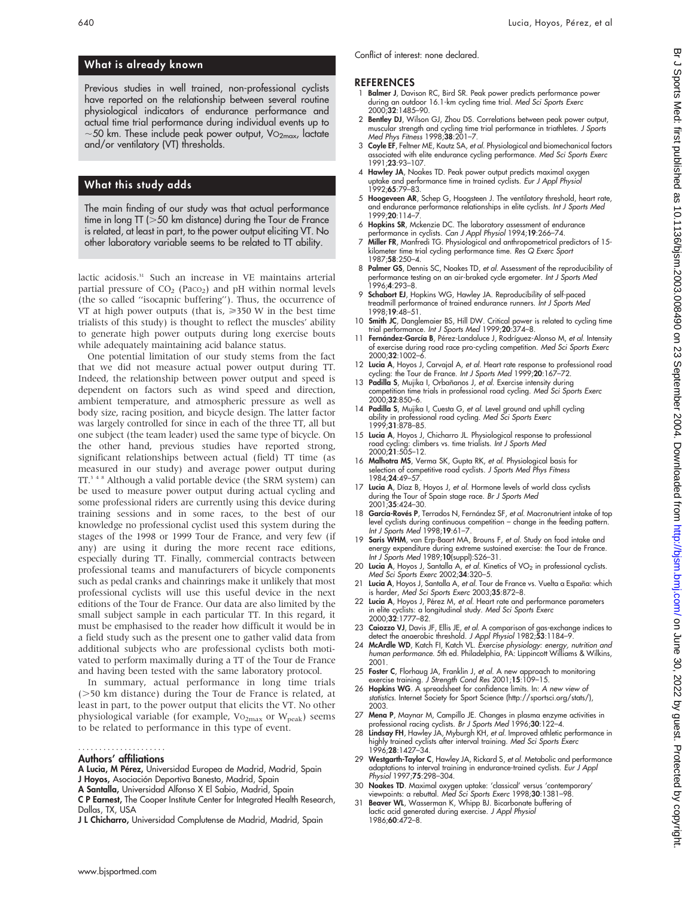## What is already known

Previous studies in well trained, non-professional cyclists have reported on the relationship between several routine physiological indicators of endurance performance and actual time trial performance during individual events up to ~50 km. These include peak power output, $\dot{V}O_{2max}$, lactate and/or ventilatory (VT) thresholds.

## What this study adds

The main finding of our study was that actual performance time in long TT (>50 km distance) during the Tour de France is related, at least in part, to the power output eliciting VT. No other laboratory variable seems to be related to TT ability.

lactic acidosis.[31] Such an increase in VE maintains arterial partial pressure of $CO_2$ ($PaCO_2$) and pH within normal levels (the so called "isocapnic buffering"). Thus, the occurrence of VT at high power outputs (that is, ≥350 W in the best time trialists of this study) is thought to reflect the muscles' ability to generate high power outputs during long exercise bouts while adequately maintaining acid balance status.

One potential limitation of our study stems from the fact that we did not measure actual power output during TT. Indeed, the relationship between power output and speed is dependent on factors such as wind speed and direction, ambient temperature, and atmospheric pressure as well as body size, racing position, and bicycle design. The latter factor was largely controlled for since in each of the three TT, all but one subject (the team leader) used the same type of bicycle. On the other hand, previous studies have reported strong, significant relationships between actual (field) TT time (as measured in our study) and average power output during TT.[3 4 8] Although a valid portable device (the SRM system) can be used to measure power output during actual cycling and some professional riders are currently using this device during training sessions and in some races, to the best of our knowledge no professional cyclist used this system during the stages of the 1998 or 1999 Tour de France, and very few (if any) are using it during the more recent race editions, especially during TT. Finally, commercial contracts between professional teams and manufacturers of bicycle components such as pedal cranks and chainrings make it unlikely that most professional cyclists will use this useful device in the next editions of the Tour de France. Our data are also limited by the small subject sample in each particular TT. In this regard, it must be emphasised to the reader how difficult it would be in a field study such as the present one to gather valid data from additional subjects who are professional cyclists both motivated to perform maximally during a TT of the Tour de France and having been tested with the same laboratory protocol.

In summary, actual performance in long time trials (>50 km distance) during the Tour de France is related, at least in part, to the power output that elicits the VT. No other physiological variable (for example, $\dot{V}O_{2max}$ or $W_{peak}$) seems to be related to performance in this type of event.

### Authors' affiliations

**A Lucia, M Pérez,** Universidad Europea de Madrid, Madrid, Spain
**J Hoyos,** Asociación Deportiva Banesto, Madrid, Spain
**A Santalla,** Universidad Alfonso X El Sabio, Madrid, Spain
**C P Earnest,** The Cooper Institute Center for Integrated Health Research, Dallas, TX, USA
**J L Chicharro,** Universidad Complutense de Madrid, Madrid, Spain

Conflict of interest: none declared.

## REFERENCES

1. **Balmer J**, Davison RC, Bird SR. Peak power predicts performance power during an outdoor 16.1-km cycling time trial. *Med Sci Sports Exerc* 2000;**32**:1485–90.
2. **Bentley DJ**, Wilson GJ, Zhou DS. Correlations between peak power output, muscular strength and cycling time trial performance in triathletes. *J Sports Med Phys Fitness* 1998;**38**:201–7.
3. **Coyle EF**, Feltner ME, Kautz SA, *et al*. Physiological and biomechanical factors associated with elite endurance cycling performance. *Med Sci Sports Exerc* 1991;**23**:93–107.
4. **Hawley JA**, Noakes TD. Peak power output predicts maximal oxygen uptake and performance time in trained cyclists. *Eur J Appl Physiol* 1992;**65**:79–83.
5. **Hoogeveen AR**, Schep G, Hoogsteen J. The ventilatory threshold, heart rate, and endurance performance relationships in elite cyclists. *Int J Sports Med* 1999;**20**:114–7.
6. **Hopkins SR**, Mckenzie DC. The laboratory assessment of endurance performance in cyclists. *Can J Appl Physiol* 1994;**19**:266–74.
7. **Miller FR**, Manfredi TG. Physiological and anthropometrical predictors of 15-kilometer time trial cycling performance time. *Res Q Exerc Sport* 1987;**58**:250–4.
8. **Palmer GS**, Dennis SC, Noakes TD, *et al*. Assessment of the reproducibility of performance testing on an air-braked cycle ergometer. *Int J Sports Med* 1996;**4**:293–8.
9. **Schabort EJ**, Hopkins WG, Hawley JA. Reproducibility of self-paced treadmill performance of trained endurance runners. *Int J Sports Med* 1998;**19**:48–51.
10. **Smith JC**, Danglemaier BS, Hill DW. Critical power is related to cycling time trial performance. *Int J Sports Med* 1999;**20**:374–8.
11. **Fernández-García B**, Pérez-Landaluce J, Rodríguez-Alonso M, *et al*. Intensity of exercise during road race pro-cycling competition. *Med Sci Sports Exerc* 2000;**32**:1002–6.
12. **Lucia A**, Hoyos J, Carvajal A, *et al*. Heart rate response to professional road cycling: the Tour de France. *Int J Sports Med* 1999;**20**:167–72.
13. **Padilla S**, Mujika I, Orbañanos J, *et al*. Exercise intensity during competition time trials in professional road cycling. *Med Sci Sports Exerc* 2000;**32**:850–6.
14. **Padilla S**, Mujika I, Cuesta G, *et al*. Level ground and uphill cycling ability in professional road cycling. *Med Sci Sports Exerc* 1999;**31**:878–85.
15. **Lucia A**, Hoyos J, Chicharro JL. Physiological response to professional road cycling: climbers vs. time trialists. *Int J Sports Med* 2000;**21**:505–12.
16. **Malhotra MS**, Verma SK, Gupta RK, *et al*. Physiological basis for selection of competitive road cyclists. *J Sports Med Phys Fitness* 1984;**24**:49–57.
17. **Lucia A**, Díaz B, Hoyos J, *et al*. Hormone levels of world class cyclists during the Tour of Spain stage race. *Br J Sports Med* 2001;**35**:424–30.
18. **García-Rovés P**, Terrados N, Fernández SF, *et al*. Macronutrient intake of top level cyclists during continuous competition – change in the feeding pattern. *Int J Sports Med* 1998;**19**:61–7.
19. **Saris WHM**, van Erp-Baart MA, Brouns F, *et al*. Study on food intake and energy expenditure during extreme sustained exercise: the Tour de France. *Int J Sports Med* 1989;**10**(suppl):S26–31.
20. **Lucia A**, Hoyos J, Santalla A, *et al*. Kinetics of $\dot{V}O_2$ in professional cyclists. *Med Sci Sports Exerc* 2002;**34**:320–5.
21. **Lucia A**, Hoyos J, Santalla A, *et al*. Tour de France vs. Vuelta a España: which is harder. *Med Sci Sports Exerc* 2003;**35**:872–8.
22. **Lucia A**, Hoyos J, Pérez M, *et al*. Heart rate and performance parameters in elite cyclists: a longitudinal study. *Med Sci Sports Exerc* 2000;**32**:1777–82.
23. **Caiozzo VJ**, Davis JF, Ellis JE, *et al*. A comparison of gas-exchange indices to detect the anaerobic threshold. *J Appl Physiol* 1982;**53**:1184–9.
24. **McArdle WD**, Katch FI, Katch VL. *Exercise physiology: energy, nutrition and human performance*. 5th ed. Philadelphia, PA: Lippincott Williams & Wilkins, 2001.
25. **Foster C**, Florhaug JA, Franklin J, *et al*. A new approach to monitoring exercise training. *J Strength Cond Res* 2001;**15**:109–15.
26. **Hopkins WG**. A spreadsheet for confidence limits. In: *A new view of statistics*. Internet Society for Sport Science (http://sportsci.org/stats/), 2003.
27. **Mena P**, Maynar M, Campillo JE. Changes in plasma enzyme activities in professional racing cyclists. *Br J Sports Med* 1996;**30**:122–4.
28. **Lindsay FH**, Hawley JA, Myburgh KH, *et al*. Improved athletic performance in highly trained cyclists after interval training. *Med Sci Sports Exerc* 1996;**28**:1427–34.
29. **Westgarth-Taylor C**, Hawley JA, Rickard S, *et al*. Metabolic and performance adaptations to interval training in endurance-trained cyclists. *Eur J Appl Physiol* 1997;**75**:298–304.
30. **Noakes TD**. Maximal oxygen uptake: 'classical' versus 'contemporary' viewpoints: a rebuttal. *Med Sci Sports Exerc* 1998;**30**:1381–98.
31. **Beaver WL**, Wasserman K, Whipp BJ. Bicarbonate buffering of lactic acid generated during exercise. *J Appl Physiol* 1986;**60**:472–8.